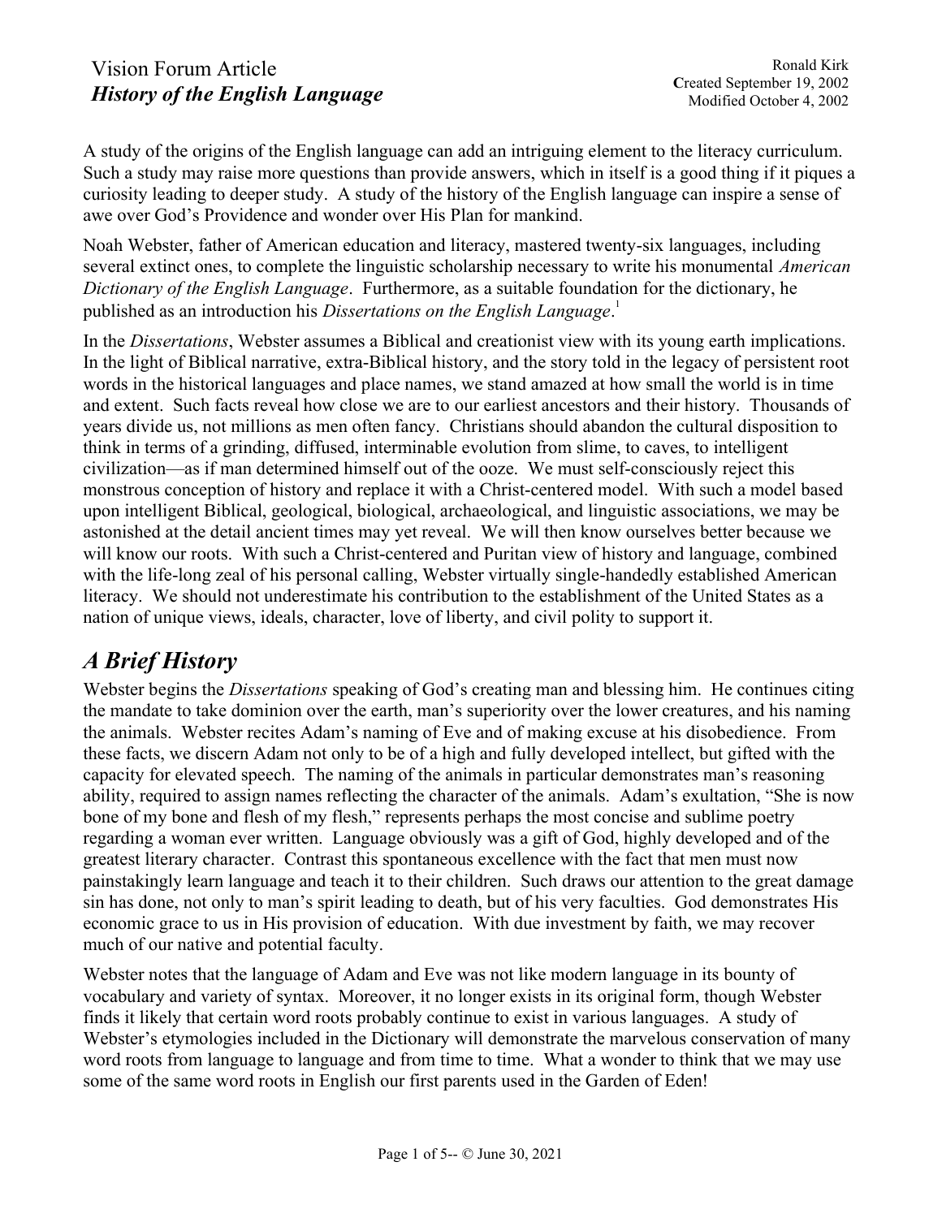# Vision Forum Article
## *History of the English Language*

Ronald Kirk
Created September 19, 2002
Modified October 4, 2002

A study of the origins of the English language can add an intriguing element to the literacy curriculum. Such a study may raise more questions than provide answers, which in itself is a good thing if it piques a curiosity leading to deeper study. A study of the history of the English language can inspire a sense of awe over God's Providence and wonder over His Plan for mankind.

Noah Webster, father of American education and literacy, mastered twenty-six languages, including several extinct ones, to complete the linguistic scholarship necessary to write his monumental *American Dictionary of the English Language*. Furthermore, as a suitable foundation for the dictionary, he published as an introduction his *Dissertations on the English Language*.[1]

In the *Dissertations*, Webster assumes a Biblical and creationist view with its young earth implications. In the light of Biblical narrative, extra-Biblical history, and the story told in the legacy of persistent root words in the historical languages and place names, we stand amazed at how small the world is in time and extent. Such facts reveal how close we are to our earliest ancestors and their history. Thousands of years divide us, not millions as men often fancy. Christians should abandon the cultural disposition to think in terms of a grinding, diffused, interminable evolution from slime, to caves, to intelligent civilization—as if man determined himself out of the ooze. We must self-consciously reject this monstrous conception of history and replace it with a Christ-centered model. With such a model based upon intelligent Biblical, geological, biological, archaeological, and linguistic associations, we may be astonished at the detail ancient times may yet reveal. We will then know ourselves better because we will know our roots. With such a Christ-centered and Puritan view of history and language, combined with the life-long zeal of his personal calling, Webster virtually single-handedly established American literacy. We should not underestimate his contribution to the establishment of the United States as a nation of unique views, ideals, character, love of liberty, and civil polity to support it.

## *A Brief History*

Webster begins the *Dissertations* speaking of God's creating man and blessing him. He continues citing the mandate to take dominion over the earth, man's superiority over the lower creatures, and his naming the animals. Webster recites Adam's naming of Eve and of making excuse at his disobedience. From these facts, we discern Adam not only to be of a high and fully developed intellect, but gifted with the capacity for elevated speech. The naming of the animals in particular demonstrates man's reasoning ability, required to assign names reflecting the character of the animals. Adam's exultation, "She is now bone of my bone and flesh of my flesh," represents perhaps the most concise and sublime poetry regarding a woman ever written. Language obviously was a gift of God, highly developed and of the greatest literary character. Contrast this spontaneous excellence with the fact that men must now painstakingly learn language and teach it to their children. Such draws our attention to the great damage sin has done, not only to man's spirit leading to death, but of his very faculties. God demonstrates His economic grace to us in His provision of education. With due investment by faith, we may recover much of our native and potential faculty.

Webster notes that the language of Adam and Eve was not like modern language in its bounty of vocabulary and variety of syntax. Moreover, it no longer exists in its original form, though Webster finds it likely that certain word roots probably continue to exist in various languages. A study of Webster's etymologies included in the Dictionary will demonstrate the marvelous conservation of many word roots from language to language and from time to time. What a wonder to think that we may use some of the same word roots in English our first parents used in the Garden of Eden!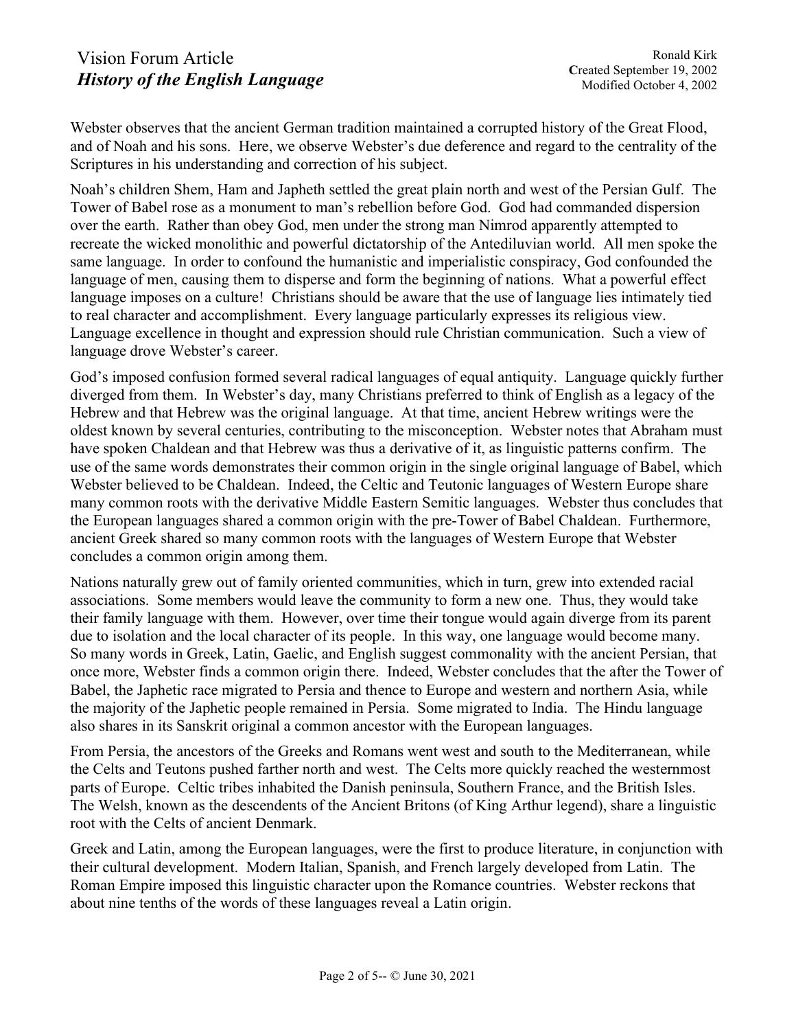Webster observes that the ancient German tradition maintained a corrupted history of the Great Flood, and of Noah and his sons. Here, we observe Webster's due deference and regard to the centrality of the Scriptures in his understanding and correction of his subject.

Noah's children Shem, Ham and Japheth settled the great plain north and west of the Persian Gulf. The Tower of Babel rose as a monument to man's rebellion before God. God had commanded dispersion over the earth. Rather than obey God, men under the strong man Nimrod apparently attempted to recreate the wicked monolithic and powerful dictatorship of the Antediluvian world. All men spoke the same language. In order to confound the humanistic and imperialistic conspiracy, God confounded the language of men, causing them to disperse and form the beginning of nations. What a powerful effect language imposes on a culture! Christians should be aware that the use of language lies intimately tied to real character and accomplishment. Every language particularly expresses its religious view. Language excellence in thought and expression should rule Christian communication. Such a view of language drove Webster's career.

God's imposed confusion formed several radical languages of equal antiquity. Language quickly further diverged from them. In Webster's day, many Christians preferred to think of English as a legacy of the Hebrew and that Hebrew was the original language. At that time, ancient Hebrew writings were the oldest known by several centuries, contributing to the misconception. Webster notes that Abraham must have spoken Chaldean and that Hebrew was thus a derivative of it, as linguistic patterns confirm. The use of the same words demonstrates their common origin in the single original language of Babel, which Webster believed to be Chaldean. Indeed, the Celtic and Teutonic languages of Western Europe share many common roots with the derivative Middle Eastern Semitic languages. Webster thus concludes that the European languages shared a common origin with the pre-Tower of Babel Chaldean. Furthermore, ancient Greek shared so many common roots with the languages of Western Europe that Webster concludes a common origin among them.

Nations naturally grew out of family oriented communities, which in turn, grew into extended racial associations. Some members would leave the community to form a new one. Thus, they would take their family language with them. However, over time their tongue would again diverge from its parent due to isolation and the local character of its people. In this way, one language would become many. So many words in Greek, Latin, Gaelic, and English suggest commonality with the ancient Persian, that once more, Webster finds a common origin there. Indeed, Webster concludes that the after the Tower of Babel, the Japhetic race migrated to Persia and thence to Europe and western and northern Asia, while the majority of the Japhetic people remained in Persia. Some migrated to India. The Hindu language also shares in its Sanskrit original a common ancestor with the European languages.

From Persia, the ancestors of the Greeks and Romans went west and south to the Mediterranean, while the Celts and Teutons pushed farther north and west. The Celts more quickly reached the westernmost parts of Europe. Celtic tribes inhabited the Danish peninsula, Southern France, and the British Isles. The Welsh, known as the descendents of the Ancient Britons (of King Arthur legend), share a linguistic root with the Celts of ancient Denmark.

Greek and Latin, among the European languages, were the first to produce literature, in conjunction with their cultural development. Modern Italian, Spanish, and French largely developed from Latin. The Roman Empire imposed this linguistic character upon the Romance countries. Webster reckons that about nine tenths of the words of these languages reveal a Latin origin.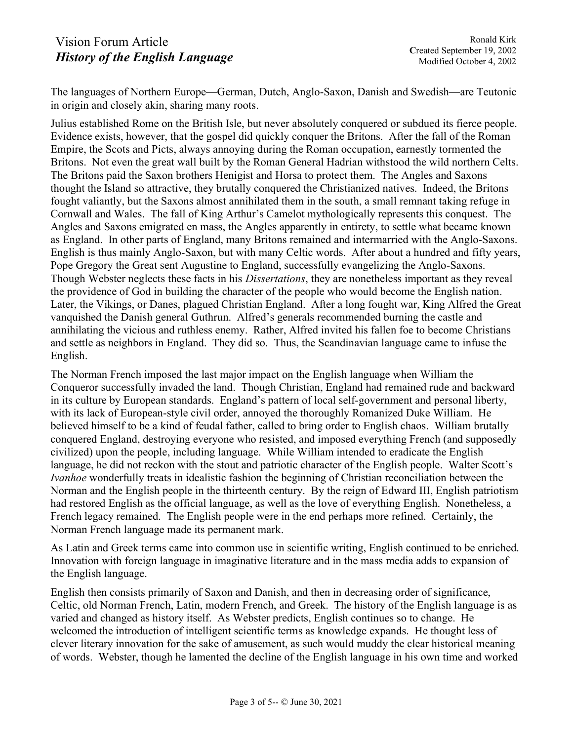The languages of Northern Europe—German, Dutch, Anglo-Saxon, Danish and Swedish—are Teutonic in origin and closely akin, sharing many roots.

Julius established Rome on the British Isle, but never absolutely conquered or subdued its fierce people. Evidence exists, however, that the gospel did quickly conquer the Britons. After the fall of the Roman Empire, the Scots and Picts, always annoying during the Roman occupation, earnestly tormented the Britons. Not even the great wall built by the Roman General Hadrian withstood the wild northern Celts. The Britons paid the Saxon brothers Henigist and Horsa to protect them. The Angles and Saxons thought the Island so attractive, they brutally conquered the Christianized natives. Indeed, the Britons fought valiantly, but the Saxons almost annihilated them in the south, a small remnant taking refuge in Cornwall and Wales. The fall of King Arthur's Camelot mythologically represents this conquest. The Angles and Saxons emigrated en mass, the Angles apparently in entirety, to settle what became known as England. In other parts of England, many Britons remained and intermarried with the Anglo-Saxons. English is thus mainly Anglo-Saxon, but with many Celtic words. After about a hundred and fifty years, Pope Gregory the Great sent Augustine to England, successfully evangelizing the Anglo-Saxons. Though Webster neglects these facts in his *Dissertations*, they are nonetheless important as they reveal the providence of God in building the character of the people who would become the English nation. Later, the Vikings, or Danes, plagued Christian England. After a long fought war, King Alfred the Great vanquished the Danish general Guthrun. Alfred's generals recommended burning the castle and annihilating the vicious and ruthless enemy. Rather, Alfred invited his fallen foe to become Christians and settle as neighbors in England. They did so. Thus, the Scandinavian language came to infuse the English.

The Norman French imposed the last major impact on the English language when William the Conqueror successfully invaded the land. Though Christian, England had remained rude and backward in its culture by European standards. England's pattern of local self-government and personal liberty, with its lack of European-style civil order, annoyed the thoroughly Romanized Duke William. He believed himself to be a kind of feudal father, called to bring order to English chaos. William brutally conquered England, destroying everyone who resisted, and imposed everything French (and supposedly civilized) upon the people, including language. While William intended to eradicate the English language, he did not reckon with the stout and patriotic character of the English people. Walter Scott's *Ivanhoe* wonderfully treats in idealistic fashion the beginning of Christian reconciliation between the Norman and the English people in the thirteenth century. By the reign of Edward III, English patriotism had restored English as the official language, as well as the love of everything English. Nonetheless, a French legacy remained. The English people were in the end perhaps more refined. Certainly, the Norman French language made its permanent mark.

As Latin and Greek terms came into common use in scientific writing, English continued to be enriched. Innovation with foreign language in imaginative literature and in the mass media adds to expansion of the English language.

English then consists primarily of Saxon and Danish, and then in decreasing order of significance, Celtic, old Norman French, Latin, modern French, and Greek. The history of the English language is as varied and changed as history itself. As Webster predicts, English continues so to change. He welcomed the introduction of intelligent scientific terms as knowledge expands. He thought less of clever literary innovation for the sake of amusement, as such would muddy the clear historical meaning of words. Webster, though he lamented the decline of the English language in his own time and worked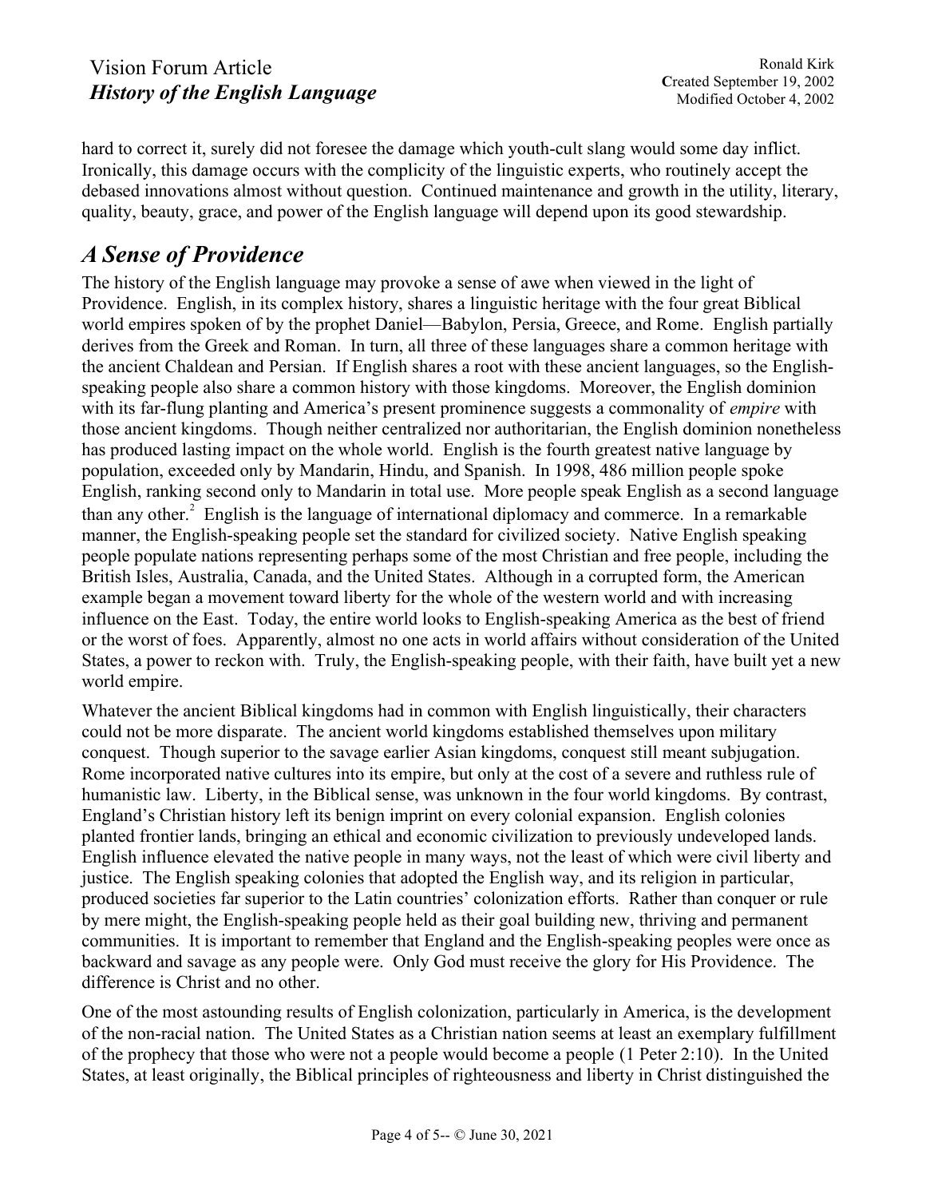hard to correct it, surely did not foresee the damage which youth-cult slang would some day inflict. Ironically, this damage occurs with the complicity of the linguistic experts, who routinely accept the debased innovations almost without question. Continued maintenance and growth in the utility, literary, quality, beauty, grace, and power of the English language will depend upon its good stewardship.

## *A Sense of Providence*

The history of the English language may provoke a sense of awe when viewed in the light of Providence. English, in its complex history, shares a linguistic heritage with the four great Biblical world empires spoken of by the prophet Daniel—Babylon, Persia, Greece, and Rome. English partially derives from the Greek and Roman. In turn, all three of these languages share a common heritage with the ancient Chaldean and Persian. If English shares a root with these ancient languages, so the English-speaking people also share a common history with those kingdoms. Moreover, the English dominion with its far-flung planting and America's present prominence suggests a commonality of *empire* with those ancient kingdoms. Though neither centralized nor authoritarian, the English dominion nonetheless has produced lasting impact on the whole world. English is the fourth greatest native language by population, exceeded only by Mandarin, Hindu, and Spanish. In 1998, 486 million people spoke English, ranking second only to Mandarin in total use. More people speak English as a second language than any other.[2] English is the language of international diplomacy and commerce. In a remarkable manner, the English-speaking people set the standard for civilized society. Native English speaking people populate nations representing perhaps some of the most Christian and free people, including the British Isles, Australia, Canada, and the United States. Although in a corrupted form, the American example began a movement toward liberty for the whole of the western world and with increasing influence on the East. Today, the entire world looks to English-speaking America as the best of friend or the worst of foes. Apparently, almost no one acts in world affairs without consideration of the United States, a power to reckon with. Truly, the English-speaking people, with their faith, have built yet a new world empire.

Whatever the ancient Biblical kingdoms had in common with English linguistically, their characters could not be more disparate. The ancient world kingdoms established themselves upon military conquest. Though superior to the savage earlier Asian kingdoms, conquest still meant subjugation. Rome incorporated native cultures into its empire, but only at the cost of a severe and ruthless rule of humanistic law. Liberty, in the Biblical sense, was unknown in the four world kingdoms. By contrast, England's Christian history left its benign imprint on every colonial expansion. English colonies planted frontier lands, bringing an ethical and economic civilization to previously undeveloped lands. English influence elevated the native people in many ways, not the least of which were civil liberty and justice. The English speaking colonies that adopted the English way, and its religion in particular, produced societies far superior to the Latin countries' colonization efforts. Rather than conquer or rule by mere might, the English-speaking people held as their goal building new, thriving and permanent communities. It is important to remember that England and the English-speaking peoples were once as backward and savage as any people were. Only God must receive the glory for His Providence. The difference is Christ and no other.

One of the most astounding results of English colonization, particularly in America, is the development of the non-racial nation. The United States as a Christian nation seems at least an exemplary fulfillment of the prophecy that those who were not a people would become a people (1 Peter 2:10). In the United States, at least originally, the Biblical principles of righteousness and liberty in Christ distinguished the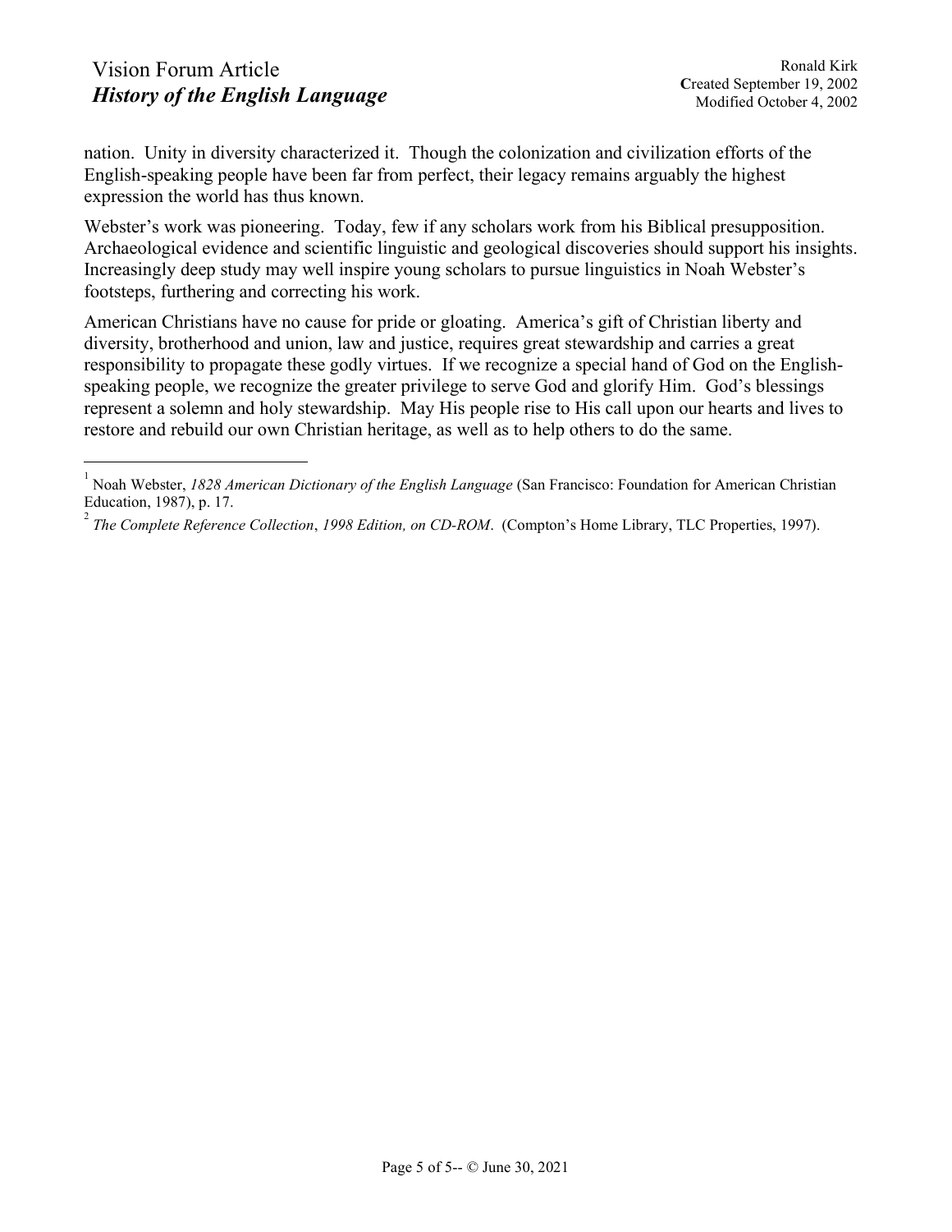nation. Unity in diversity characterized it. Though the colonization and civilization efforts of the English-speaking people have been far from perfect, their legacy remains arguably the highest expression the world has thus known.

Webster's work was pioneering. Today, few if any scholars work from his Biblical presupposition. Archaeological evidence and scientific linguistic and geological discoveries should support his insights. Increasingly deep study may well inspire young scholars to pursue linguistics in Noah Webster's footsteps, furthering and correcting his work.

American Christians have no cause for pride or gloating. America's gift of Christian liberty and diversity, brotherhood and union, law and justice, requires great stewardship and carries a great responsibility to propagate these godly virtues. If we recognize a special hand of God on the English-speaking people, we recognize the greater privilege to serve God and glorify Him. God's blessings represent a solemn and holy stewardship. May His people rise to His call upon our hearts and lives to restore and rebuild our own Christian heritage, as well as to help others to do the same.

---

[1] Noah Webster, *1828 American Dictionary of the English Language* (San Francisco: Foundation for American Christian Education, 1987), p. 17.

[2] *The Complete Reference Collection*, *1998 Edition, on CD-ROM*. (Compton's Home Library, TLC Properties, 1997).